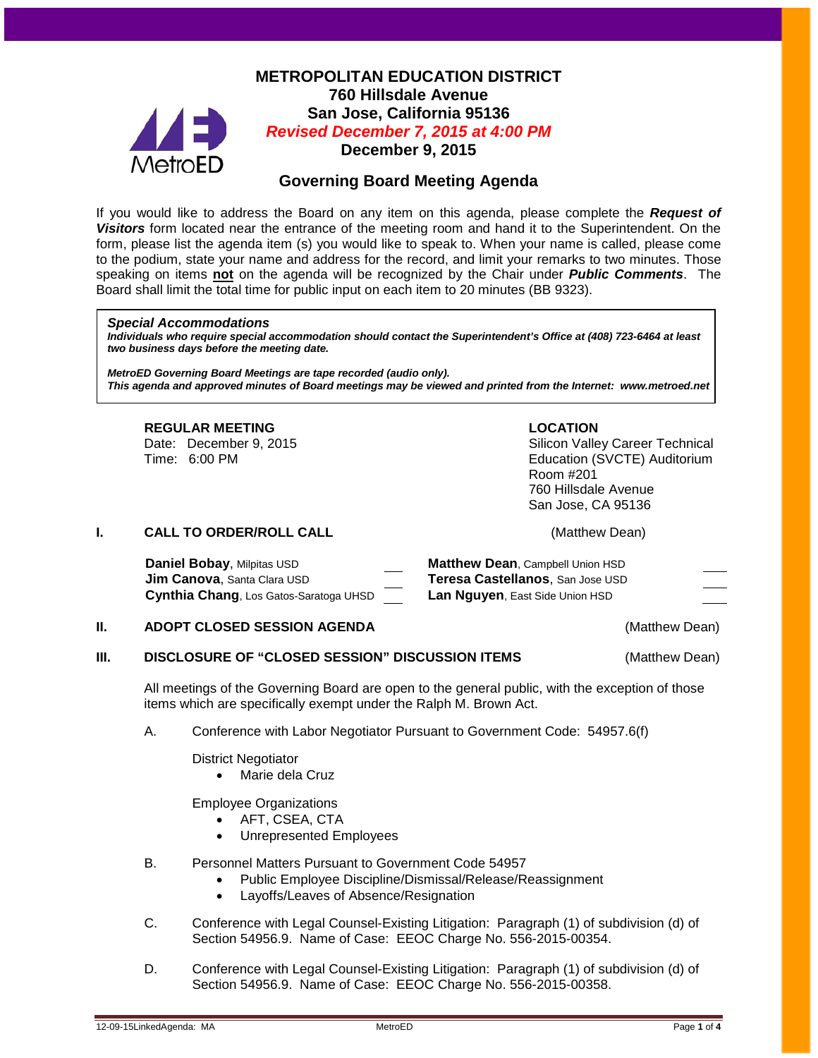# METROPOLITAN EDUCATION DISTRICT

**760 Hillsdale Avenue**
**San Jose, California 95136**
***Revised December 7, 2015 at 4:00 PM***
**December 9, 2015**

## Governing Board Meeting Agenda

If you would like to address the Board on any item on this agenda, please complete the ***Request of Visitors*** form located near the entrance of the meeting room and hand it to the Superintendent. On the form, please list the agenda item (s) you would like to speak to. When your name is called, please come to the podium, state your name and address for the record, and limit your remarks to two minutes. Those speaking on items **not** on the agenda will be recognized by the Chair under ***Public Comments***. The Board shall limit the total time for public input on each item to 20 minutes (BB 9323).

> ***Special Accommodations***
> ***Individuals who require special accommodation should contact the Superintendent's Office at (408) 723-6464 at least two business days before the meeting date.***
>
> ***MetroED Governing Board Meetings are tape recorded (audio only).***
> ***This agenda and approved minutes of Board meetings may be viewed and printed from the Internet: www.metroed.net***

**REGULAR MEETING**
Date: December 9, 2015
Time: 6:00 PM

**LOCATION**
Silicon Valley Career Technical Education (SVCTE) Auditorium
Room #201
760 Hillsdale Avenue
San Jose, CA 95136

## I. CALL TO ORDER/ROLL CALL (Matthew Dean)

| | | | |
|---|---|---|---|
| **Daniel Bobay**, Milpitas USD | ___ | **Matthew Dean**, Campbell Union HSD | ___ |
| **Jim Canova**, Santa Clara USD | ___ | **Teresa Castellanos**, San Jose USD | ___ |
| **Cynthia Chang**, Los Gatos-Saratoga UHSD | ___ | **Lan Nguyen**, East Side Union HSD | ___ |

## II. ADOPT CLOSED SESSION AGENDA (Matthew Dean)

## III. DISCLOSURE OF "CLOSED SESSION" DISCUSSION ITEMS (Matthew Dean)

All meetings of the Governing Board are open to the general public, with the exception of those items which are specifically exempt under the Ralph M. Brown Act.

A. Conference with Labor Negotiator Pursuant to Government Code: 54957.6(f)

District Negotiator
- Marie dela Cruz

Employee Organizations
- AFT, CSEA, CTA
- Unrepresented Employees

B. Personnel Matters Pursuant to Government Code 54957
- Public Employee Discipline/Dismissal/Release/Reassignment
- Layoffs/Leaves of Absence/Resignation

C. Conference with Legal Counsel-Existing Litigation: Paragraph (1) of subdivision (d) of Section 54956.9. Name of Case: EEOC Charge No. 556-2015-00354.

D. Conference with Legal Counsel-Existing Litigation: Paragraph (1) of subdivision (d) of Section 54956.9. Name of Case: EEOC Charge No. 556-2015-00358.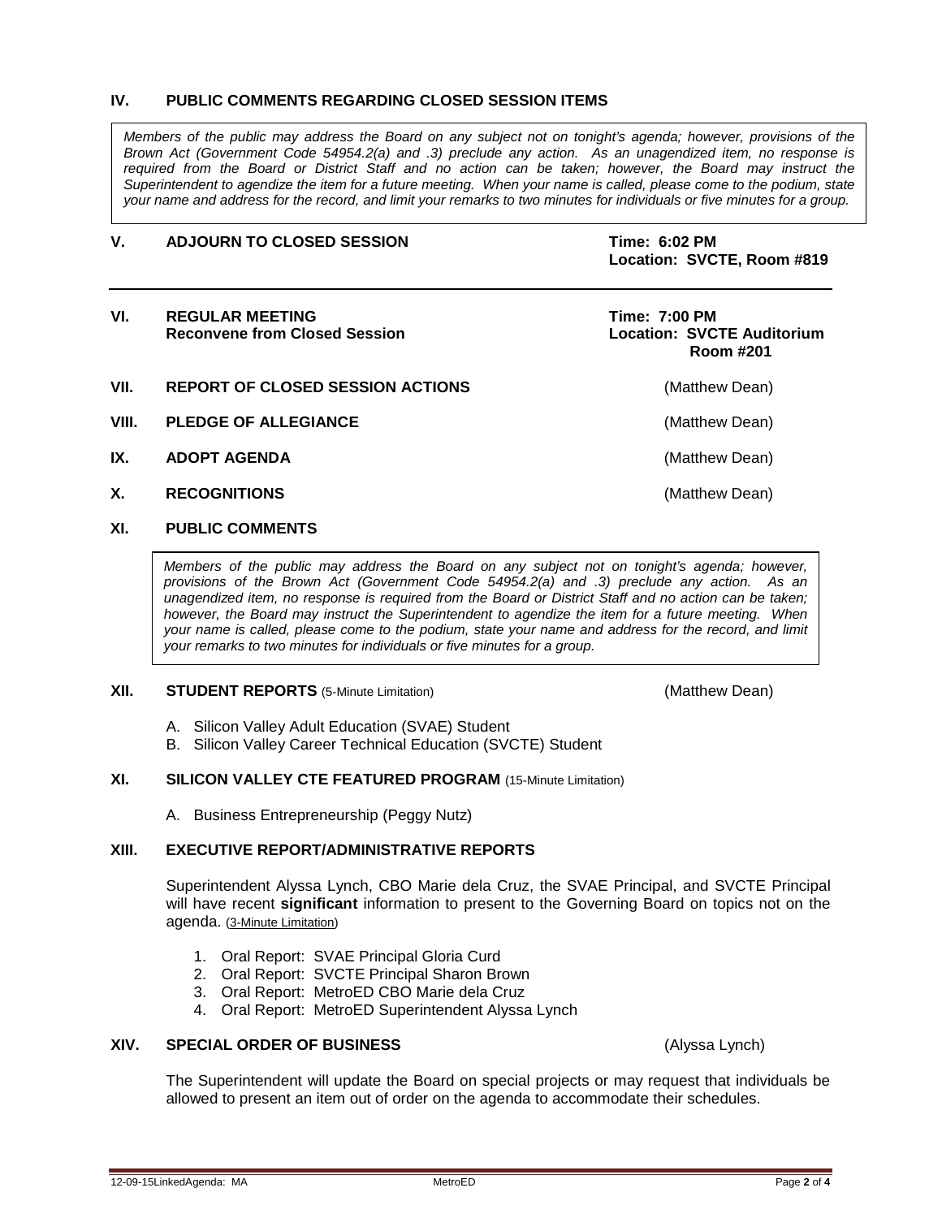## IV. PUBLIC COMMENTS REGARDING CLOSED SESSION ITEMS

*Members of the public may address the Board on any subject not on tonight's agenda; however, provisions of the Brown Act (Government Code 54954.2(a) and .3) preclude any action. As an unagendized item, no response is required from the Board or District Staff and no action can be taken; however, the Board may instruct the Superintendent to agendize the item for a future meeting. When your name is called, please come to the podium, state your name and address for the record, and limit your remarks to two minutes for individuals or five minutes for a group.*

## V. ADJOURN TO CLOSED SESSION

**Time: 6:02 PM**
**Location: SVCTE, Room #819**

---

## VI. REGULAR MEETING
**Reconvene from Closed Session**

**Time: 7:00 PM**
**Location: SVCTE Auditorium Room #201**

## VII. REPORT OF CLOSED SESSION ACTIONS
(Matthew Dean)

## VIII. PLEDGE OF ALLEGIANCE
(Matthew Dean)

## IX. ADOPT AGENDA
(Matthew Dean)

## X. RECOGNITIONS
(Matthew Dean)

## XI. PUBLIC COMMENTS

*Members of the public may address the Board on any subject not on tonight's agenda; however, provisions of the Brown Act (Government Code 54954.2(a) and .3) preclude any action. As an unagendized item, no response is required from the Board or District Staff and no action can be taken; however, the Board may instruct the Superintendent to agendize the item for a future meeting. When your name is called, please come to the podium, state your name and address for the record, and limit your remarks to two minutes for individuals or five minutes for a group.*

## XII. STUDENT REPORTS (5-Minute Limitation)
(Matthew Dean)

A. Silicon Valley Adult Education (SVAE) Student
B. Silicon Valley Career Technical Education (SVCTE) Student

## XI. SILICON VALLEY CTE FEATURED PROGRAM (15-Minute Limitation)

A. Business Entrepreneurship (Peggy Nutz)

## XIII. EXECUTIVE REPORT/ADMINISTRATIVE REPORTS

Superintendent Alyssa Lynch, CBO Marie dela Cruz, the SVAE Principal, and SVCTE Principal will have recent **significant** information to present to the Governing Board on topics not on the agenda. (3-Minute Limitation)

1. Oral Report: SVAE Principal Gloria Curd
2. Oral Report: SVCTE Principal Sharon Brown
3. Oral Report: MetroED CBO Marie dela Cruz
4. Oral Report: MetroED Superintendent Alyssa Lynch

## XIV. SPECIAL ORDER OF BUSINESS
(Alyssa Lynch)

The Superintendent will update the Board on special projects or may request that individuals be allowed to present an item out of order on the agenda to accommodate their schedules.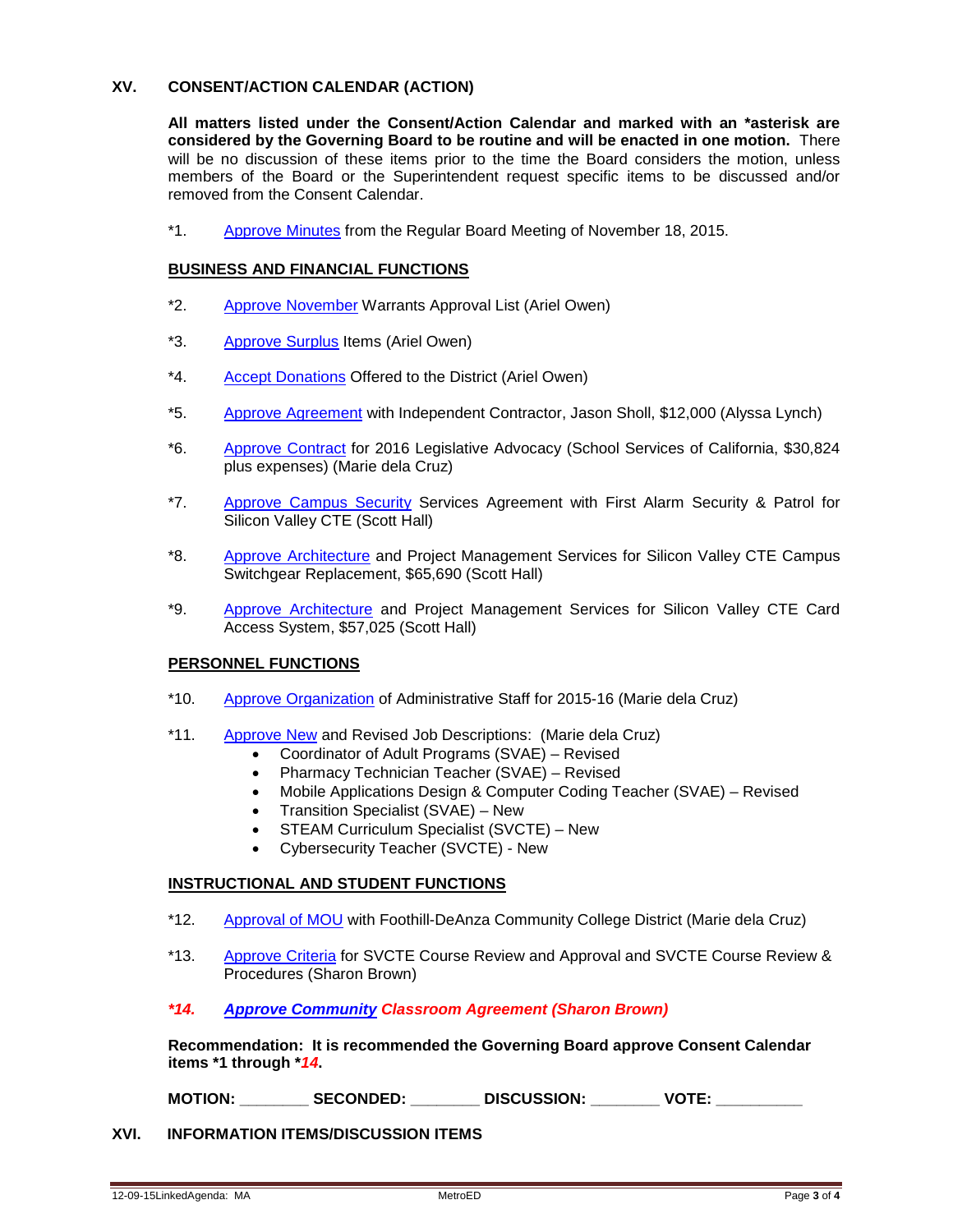## XV. CONSENT/ACTION CALENDAR (ACTION)

**All matters listed under the Consent/Action Calendar and marked with an *asterisk are considered by the Governing Board to be routine and will be enacted in one motion.** There will be no discussion of these items prior to the time the Board considers the motion, unless members of the Board or the Superintendent request specific items to be discussed and/or removed from the Consent Calendar.

*1. Approve Minutes from the Regular Board Meeting of November 18, 2015.

### BUSINESS AND FINANCIAL FUNCTIONS

*2. Approve November Warrants Approval List (Ariel Owen)

*3. Approve Surplus Items (Ariel Owen)

*4. Accept Donations Offered to the District (Ariel Owen)

*5. Approve Agreement with Independent Contractor, Jason Sholl, $12,000 (Alyssa Lynch)

*6. Approve Contract for 2016 Legislative Advocacy (School Services of California, $30,824 plus expenses) (Marie dela Cruz)

*7. Approve Campus Security Services Agreement with First Alarm Security & Patrol for Silicon Valley CTE (Scott Hall)

*8. Approve Architecture and Project Management Services for Silicon Valley CTE Campus Switchgear Replacement, $65,690 (Scott Hall)

*9. Approve Architecture and Project Management Services for Silicon Valley CTE Card Access System, $57,025 (Scott Hall)

### PERSONNEL FUNCTIONS

*10. Approve Organization of Administrative Staff for 2015-16 (Marie dela Cruz)

*11. Approve New and Revised Job Descriptions: (Marie dela Cruz)
- Coordinator of Adult Programs (SVAE) – Revised
- Pharmacy Technician Teacher (SVAE) – Revised
- Mobile Applications Design & Computer Coding Teacher (SVAE) – Revised
- Transition Specialist (SVAE) – New
- STEAM Curriculum Specialist (SVCTE) – New
- Cybersecurity Teacher (SVCTE) - New

### INSTRUCTIONAL AND STUDENT FUNCTIONS

*12. Approval of MOU with Foothill-DeAnza Community College District (Marie dela Cruz)

*13. Approve Criteria for SVCTE Course Review and Approval and SVCTE Course Review & Procedures (Sharon Brown)

***14. Approve Community Classroom Agreement (Sharon Brown)***

**Recommendation: It is recommended the Governing Board approve Consent Calendar items *1 through *14.**

**MOTION: ________ SECONDED: ________ DISCUSSION: ________ VOTE: __________**

## XVI. INFORMATION ITEMS/DISCUSSION ITEMS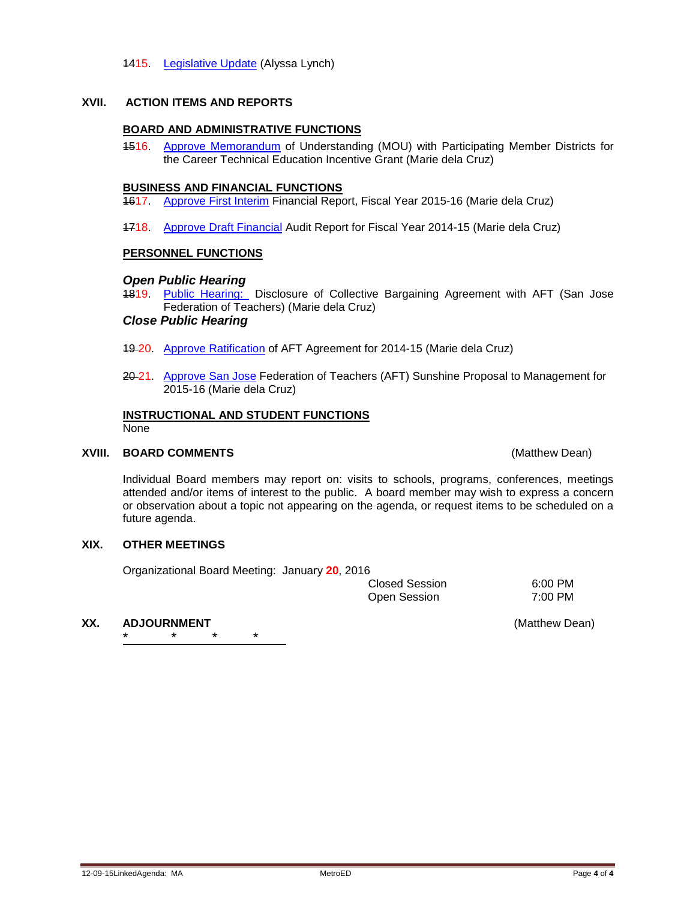~~14~~15. Legislative Update (Alyssa Lynch)

## XVII. ACTION ITEMS AND REPORTS

**BOARD AND ADMINISTRATIVE FUNCTIONS**

~~15~~16. Approve Memorandum of Understanding (MOU) with Participating Member Districts for the Career Technical Education Incentive Grant (Marie dela Cruz)

**BUSINESS AND FINANCIAL FUNCTIONS**

~~16~~17. Approve First Interim Financial Report, Fiscal Year 2015-16 (Marie dela Cruz)

~~17~~18. Approve Draft Financial Audit Report for Fiscal Year 2014-15 (Marie dela Cruz)

**PERSONNEL FUNCTIONS**

***Open Public Hearing***

~~18~~19. Public Hearing: Disclosure of Collective Bargaining Agreement with AFT (San Jose Federation of Teachers) (Marie dela Cruz)

***Close Public Hearing***

~~19~~ 20. Approve Ratification of AFT Agreement for 2014-15 (Marie dela Cruz)

~~20~~ 21. Approve San Jose Federation of Teachers (AFT) Sunshine Proposal to Management for 2015-16 (Marie dela Cruz)

**INSTRUCTIONAL AND STUDENT FUNCTIONS**

None

## XVIII. BOARD COMMENTS (Matthew Dean)

Individual Board members may report on: visits to schools, programs, conferences, meetings attended and/or items of interest to the public. A board member may wish to express a concern or observation about a topic not appearing on the agenda, or request items to be scheduled on a future agenda.

## XIX. OTHER MEETINGS

Organizational Board Meeting: January **20**, 2016

| | |
|---|---|
| Closed Session | 6:00 PM |
| Open Session | 7:00 PM |

## XX. ADJOURNMENT (Matthew Dean)

\* \* \* \*